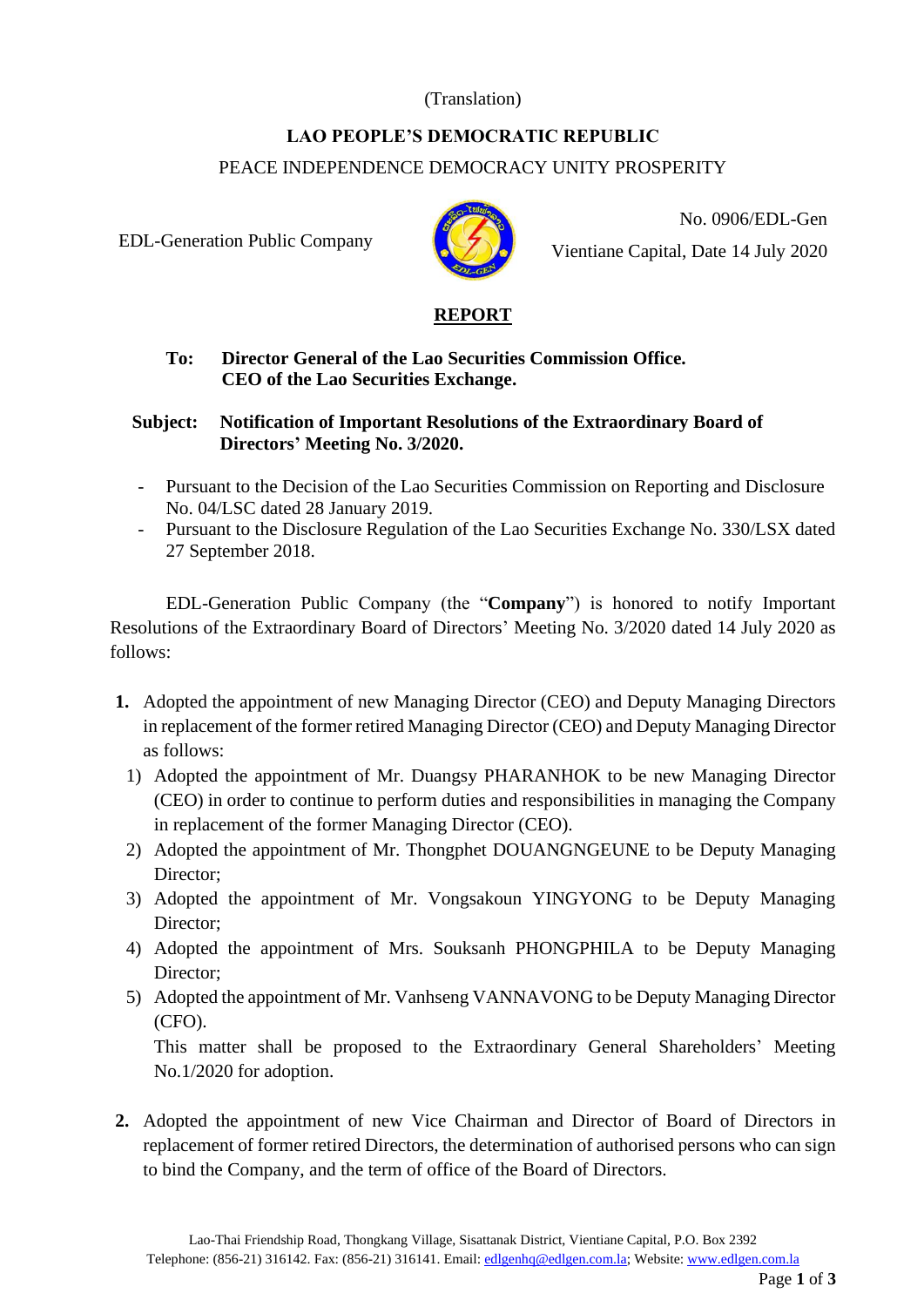(Translation)

**LAO PEOPLE'S DEMOCRATIC REPUBLIC**

PEACE INDEPENDENCE DEMOCRACY UNITY PROSPERITY

EDL-Generation Public Company

No. 0906/EDL-Gen

Vientiane Capital, Date 14 July 2020

## REPORT

**To: Director General of the Lao Securities Commission Office.**
**CEO of the Lao Securities Exchange.**

**Subject: Notification of Important Resolutions of the Extraordinary Board of Directors' Meeting No. 3/2020.**

- Pursuant to the Decision of the Lao Securities Commission on Reporting and Disclosure No. 04/LSC dated 28 January 2019.
- Pursuant to the Disclosure Regulation of the Lao Securities Exchange No. 330/LSX dated 27 September 2018.

EDL-Generation Public Company (the "**Company**") is honored to notify Important Resolutions of the Extraordinary Board of Directors' Meeting No. 3/2020 dated 14 July 2020 as follows:

**1.** Adopted the appointment of new Managing Director (CEO) and Deputy Managing Directors in replacement of the former retired Managing Director (CEO) and Deputy Managing Director as follows:

1) Adopted the appointment of Mr. Duangsy PHARANHOK to be new Managing Director (CEO) in order to continue to perform duties and responsibilities in managing the Company in replacement of the former Managing Director (CEO).
2) Adopted the appointment of Mr. Thongphet DOUANGNGEUNE to be Deputy Managing Director;
3) Adopted the appointment of Mr. Vongsakoun YINGYONG to be Deputy Managing Director;
4) Adopted the appointment of Mrs. Souksanh PHONGPHILA to be Deputy Managing Director;
5) Adopted the appointment of Mr. Vanhseng VANNAVONG to be Deputy Managing Director (CFO).

This matter shall be proposed to the Extraordinary General Shareholders' Meeting No.1/2020 for adoption.

**2.** Adopted the appointment of new Vice Chairman and Director of Board of Directors in replacement of former retired Directors, the determination of authorised persons who can sign to bind the Company, and the term of office of the Board of Directors.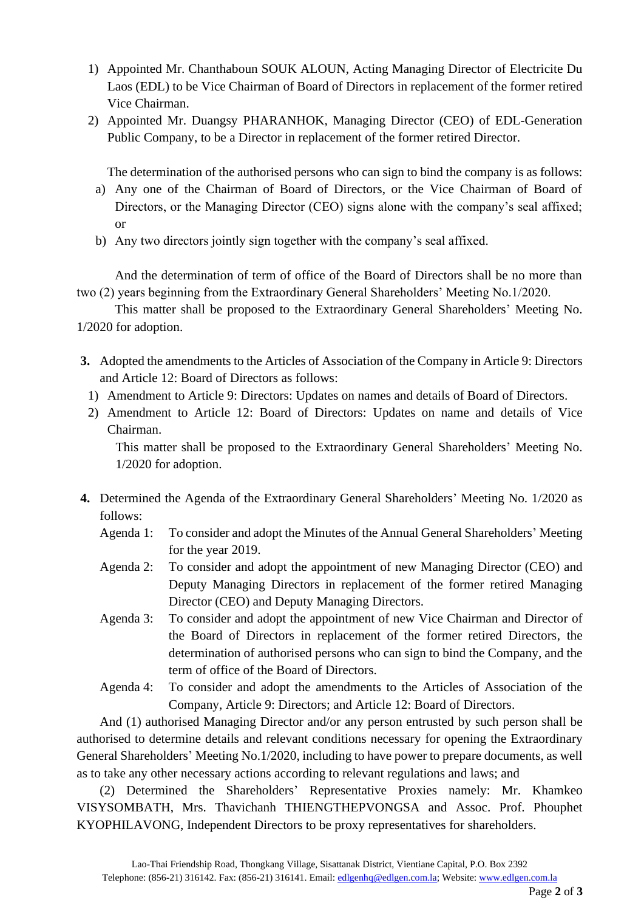1) Appointed Mr. Chanthaboun SOUK ALOUN, Acting Managing Director of Electricite Du Laos (EDL) to be Vice Chairman of Board of Directors in replacement of the former retired Vice Chairman.
2) Appointed Mr. Duangsy PHARANHOK, Managing Director (CEO) of EDL-Generation Public Company, to be a Director in replacement of the former retired Director.

The determination of the authorised persons who can sign to bind the company is as follows:

a) Any one of the Chairman of Board of Directors, or the Vice Chairman of Board of Directors, or the Managing Director (CEO) signs alone with the company's seal affixed; or
b) Any two directors jointly sign together with the company's seal affixed.

And the determination of term of office of the Board of Directors shall be no more than two (2) years beginning from the Extraordinary General Shareholders' Meeting No.1/2020.

This matter shall be proposed to the Extraordinary General Shareholders' Meeting No. 1/2020 for adoption.

**3.** Adopted the amendments to the Articles of Association of the Company in Article 9: Directors and Article 12: Board of Directors as follows:

1) Amendment to Article 9: Directors: Updates on names and details of Board of Directors.
2) Amendment to Article 12: Board of Directors: Updates on name and details of Vice Chairman.

This matter shall be proposed to the Extraordinary General Shareholders' Meeting No. 1/2020 for adoption.

**4.** Determined the Agenda of the Extraordinary General Shareholders' Meeting No. 1/2020 as follows:

Agenda 1: To consider and adopt the Minutes of the Annual General Shareholders' Meeting for the year 2019.

Agenda 2: To consider and adopt the appointment of new Managing Director (CEO) and Deputy Managing Directors in replacement of the former retired Managing Director (CEO) and Deputy Managing Directors.

Agenda 3: To consider and adopt the appointment of new Vice Chairman and Director of the Board of Directors in replacement of the former retired Directors, the determination of authorised persons who can sign to bind the Company, and the term of office of the Board of Directors.

Agenda 4: To consider and adopt the amendments to the Articles of Association of the Company, Article 9: Directors; and Article 12: Board of Directors.

And (1) authorised Managing Director and/or any person entrusted by such person shall be authorised to determine details and relevant conditions necessary for opening the Extraordinary General Shareholders' Meeting No.1/2020, including to have power to prepare documents, as well as to take any other necessary actions according to relevant regulations and laws; and

(2) Determined the Shareholders' Representative Proxies namely: Mr. Khamkeo VISYSOMBATH, Mrs. Thavichanh THIENGTHEPVONGSA and Assoc. Prof. Phouphet KYOPHILAVONG, Independent Directors to be proxy representatives for shareholders.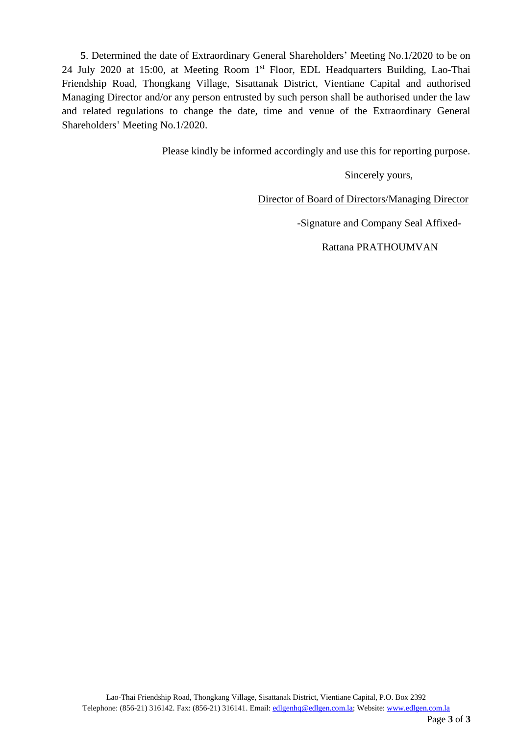**5**. Determined the date of Extraordinary General Shareholders' Meeting No.1/2020 to be on 24 July 2020 at 15:00, at Meeting Room 1st Floor, EDL Headquarters Building, Lao-Thai Friendship Road, Thongkang Village, Sisattanak District, Vientiane Capital and authorised Managing Director and/or any person entrusted by such person shall be authorised under the law and related regulations to change the date, time and venue of the Extraordinary General Shareholders' Meeting No.1/2020.

Please kindly be informed accordingly and use this for reporting purpose.

Sincerely yours,

Director of Board of Directors/Managing Director

-Signature and Company Seal Affixed-

Rattana PRATHOUMVAN

Lao-Thai Friendship Road, Thongkang Village, Sisattanak District, Vientiane Capital, P.O. Box 2392
Telephone: (856-21) 316142. Fax: (856-21) 316141. Email: edlgenhq@edlgen.com.la; Website: www.edlgen.com.la